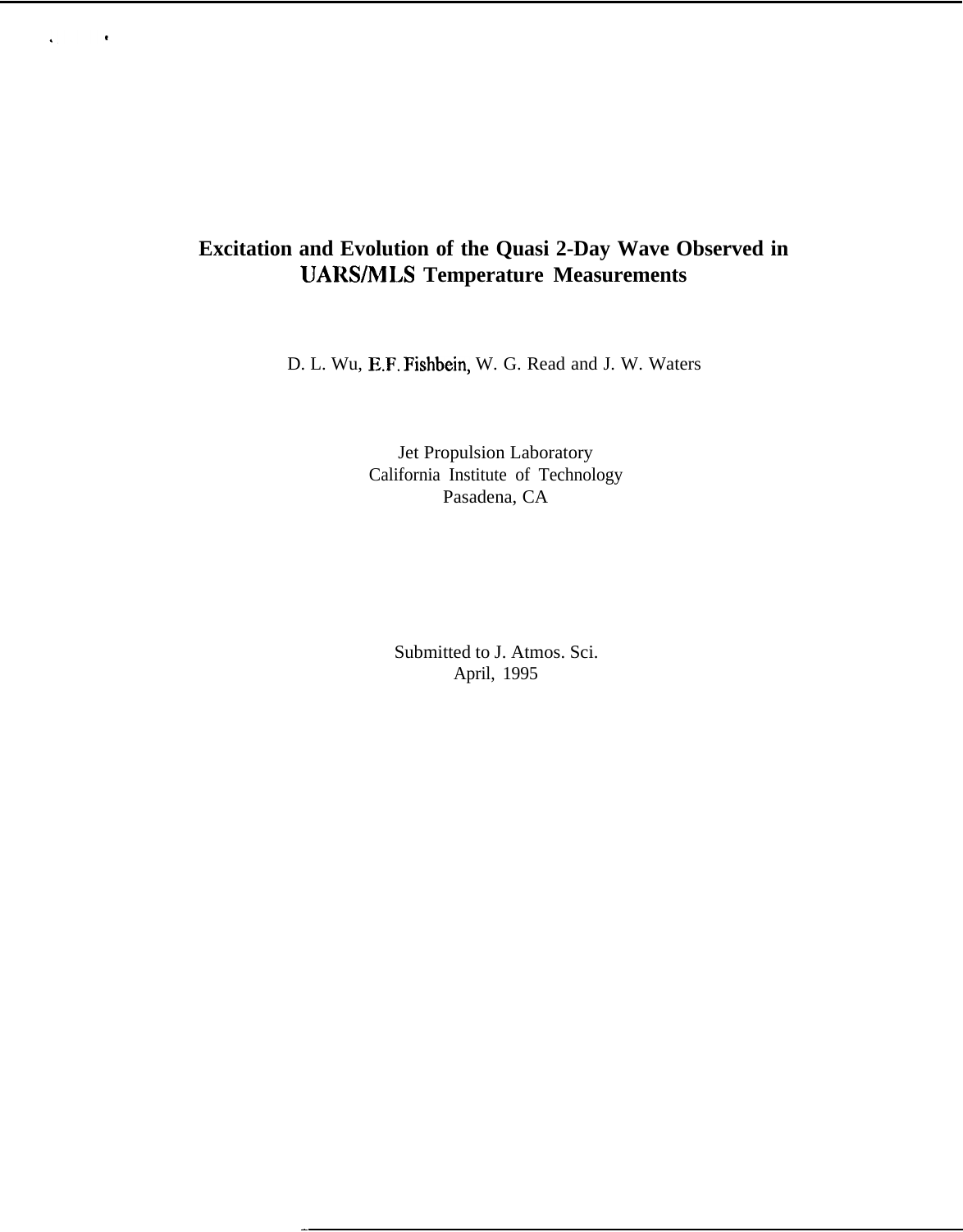# Excitation and Evolution of the Quasi 2-Day Wave Observed in UARS/MLS Temperature Measurements

D. L. Wu, E.F. Fishbein, W. G. Read and J. W. Waters

Jet Propulsion Laboratory
California Institute of Technology
Pasadena, CA

Submitted to J. Atmos. Sci.
April, 1995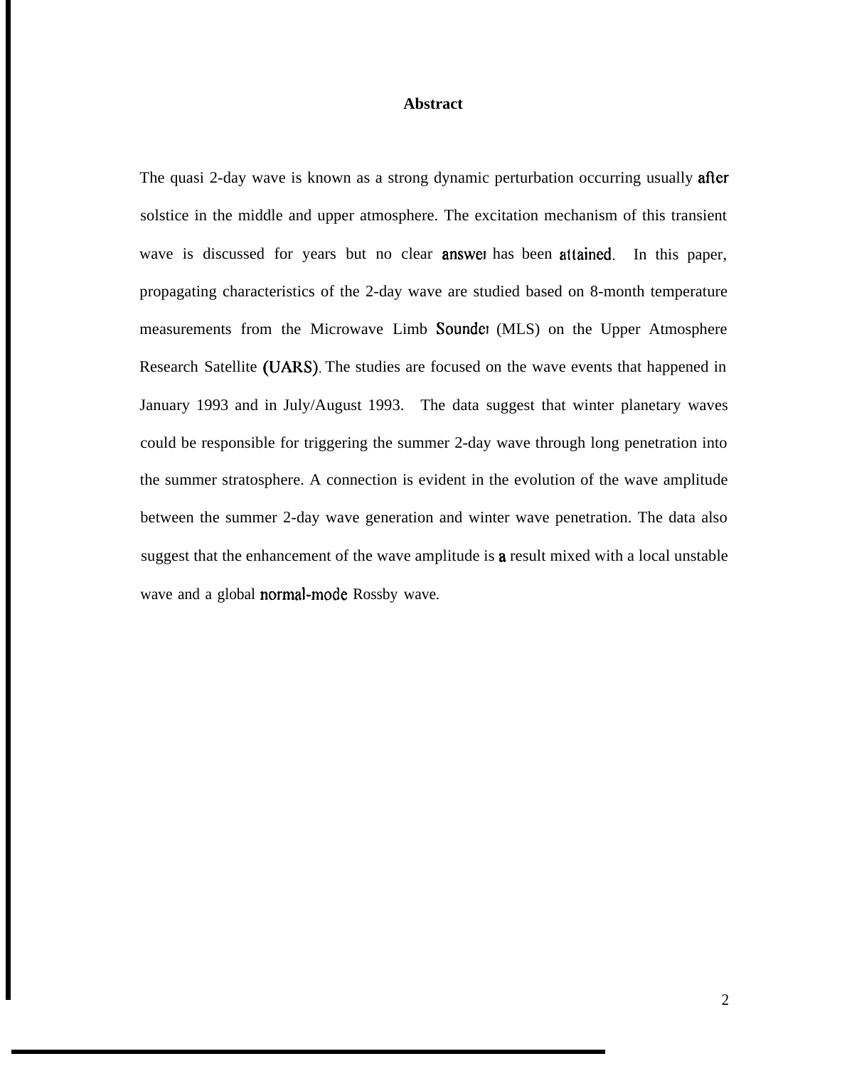## Abstract

The quasi 2-day wave is known as a strong dynamic perturbation occurring usually after solstice in the middle and upper atmosphere. The excitation mechanism of this transient wave is discussed for years but no clear answer has been attained. In this paper, propagating characteristics of the 2-day wave are studied based on 8-month temperature measurements from the Microwave Limb Sounder (MLS) on the Upper Atmosphere Research Satellite (UARS). The studies are focused on the wave events that happened in January 1993 and in July/August 1993. The data suggest that winter planetary waves could be responsible for triggering the summer 2-day wave through long penetration into the summer stratosphere. A connection is evident in the evolution of the wave amplitude between the summer 2-day wave generation and winter wave penetration. The data also suggest that the enhancement of the wave amplitude is a result mixed with a local unstable wave and a global normal-mode Rossby wave.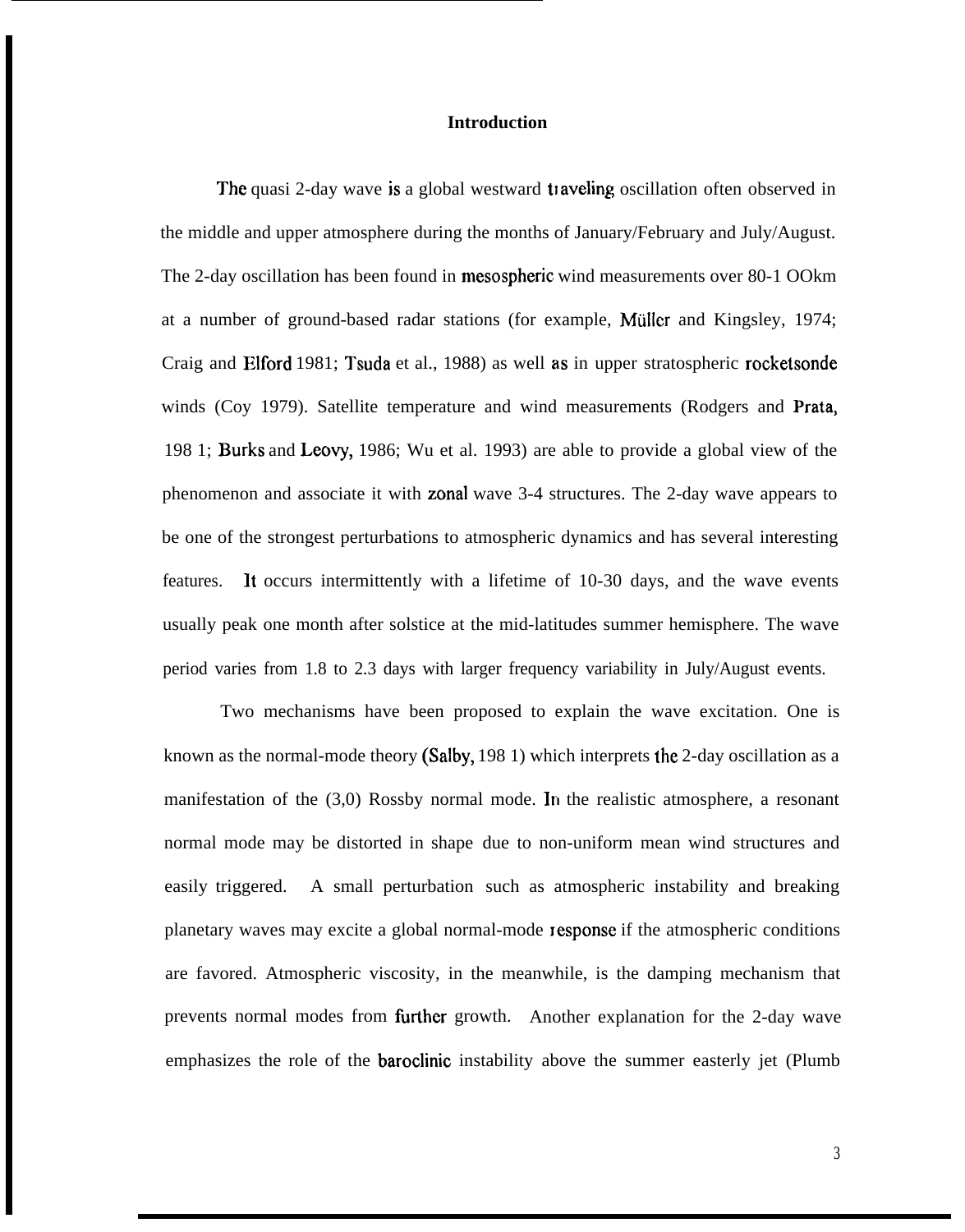## Introduction

The quasi 2-day wave is a global westward traveling oscillation often observed in the middle and upper atmosphere during the months of January/February and July/August. The 2-day oscillation has been found in mesospheric wind measurements over 80-1 OOkm at a number of ground-based radar stations (for example, Müller and Kingsley, 1974; Craig and Elford 1981; Tsuda et al., 1988) as well as in upper stratospheric rocketsonde winds (Coy 1979). Satellite temperature and wind measurements (Rodgers and Prata, 198 1; Burks and Leovy, 1986; Wu et al. 1993) are able to provide a global view of the phenomenon and associate it with zonal wave 3-4 structures. The 2-day wave appears to be one of the strongest perturbations to atmospheric dynamics and has several interesting features. It occurs intermittently with a lifetime of 10-30 days, and the wave events usually peak one month after solstice at the mid-latitudes summer hemisphere. The wave period varies from 1.8 to 2.3 days with larger frequency variability in July/August events.

Two mechanisms have been proposed to explain the wave excitation. One is known as the normal-mode theory (Salby, 198 1) which interprets the 2-day oscillation as a manifestation of the (3,0) Rossby normal mode. In the realistic atmosphere, a resonant normal mode may be distorted in shape due to non-uniform mean wind structures and easily triggered. A small perturbation such as atmospheric instability and breaking planetary waves may excite a global normal-mode response if the atmospheric conditions are favored. Atmospheric viscosity, in the meanwhile, is the damping mechanism that prevents normal modes from further growth. Another explanation for the 2-day wave emphasizes the role of the baroclinic instability above the summer easterly jet (Plumb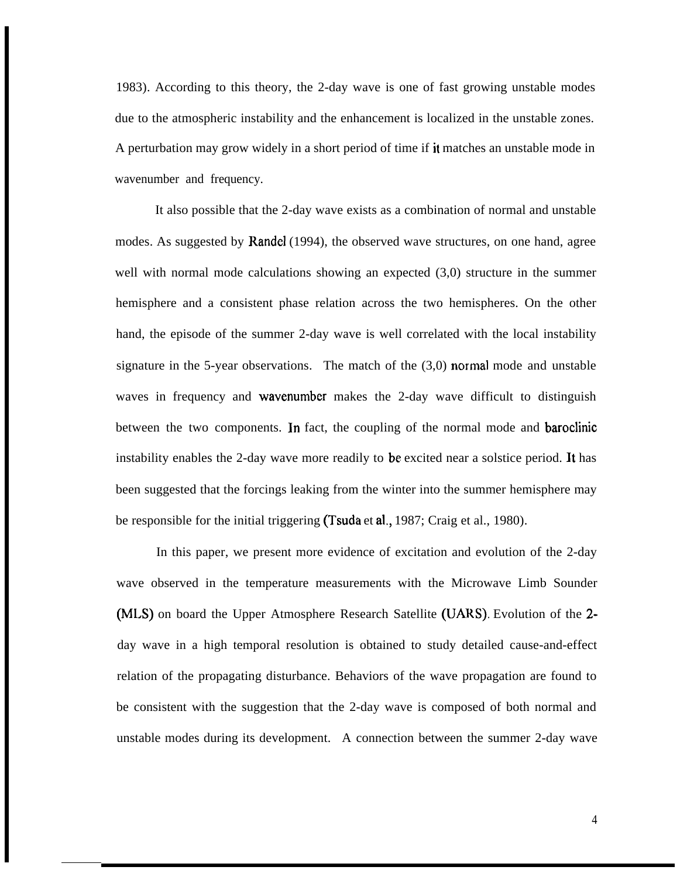1983). According to this theory, the 2-day wave is one of fast growing unstable modes due to the atmospheric instability and the enhancement is localized in the unstable zones. A perturbation may grow widely in a short period of time if it matches an unstable mode in wavenumber and frequency.

It also possible that the 2-day wave exists as a combination of normal and unstable modes. As suggested by Randel (1994), the observed wave structures, on one hand, agree well with normal mode calculations showing an expected (3,0) structure in the summer hemisphere and a consistent phase relation across the two hemispheres. On the other hand, the episode of the summer 2-day wave is well correlated with the local instability signature in the 5-year observations. The match of the (3,0) normal mode and unstable waves in frequency and wavenumber makes the 2-day wave difficult to distinguish between the two components. In fact, the coupling of the normal mode and baroclinic instability enables the 2-day wave more readily to be excited near a solstice period. It has been suggested that the forcings leaking from the winter into the summer hemisphere may be responsible for the initial triggering (Tsuda et al., 1987; Craig et al., 1980).

In this paper, we present more evidence of excitation and evolution of the 2-day wave observed in the temperature measurements with the Microwave Limb Sounder (MLS) on board the Upper Atmosphere Research Satellite (UARS). Evolution of the 2-day wave in a high temporal resolution is obtained to study detailed cause-and-effect relation of the propagating disturbance. Behaviors of the wave propagation are found to be consistent with the suggestion that the 2-day wave is composed of both normal and unstable modes during its development. A connection between the summer 2-day wave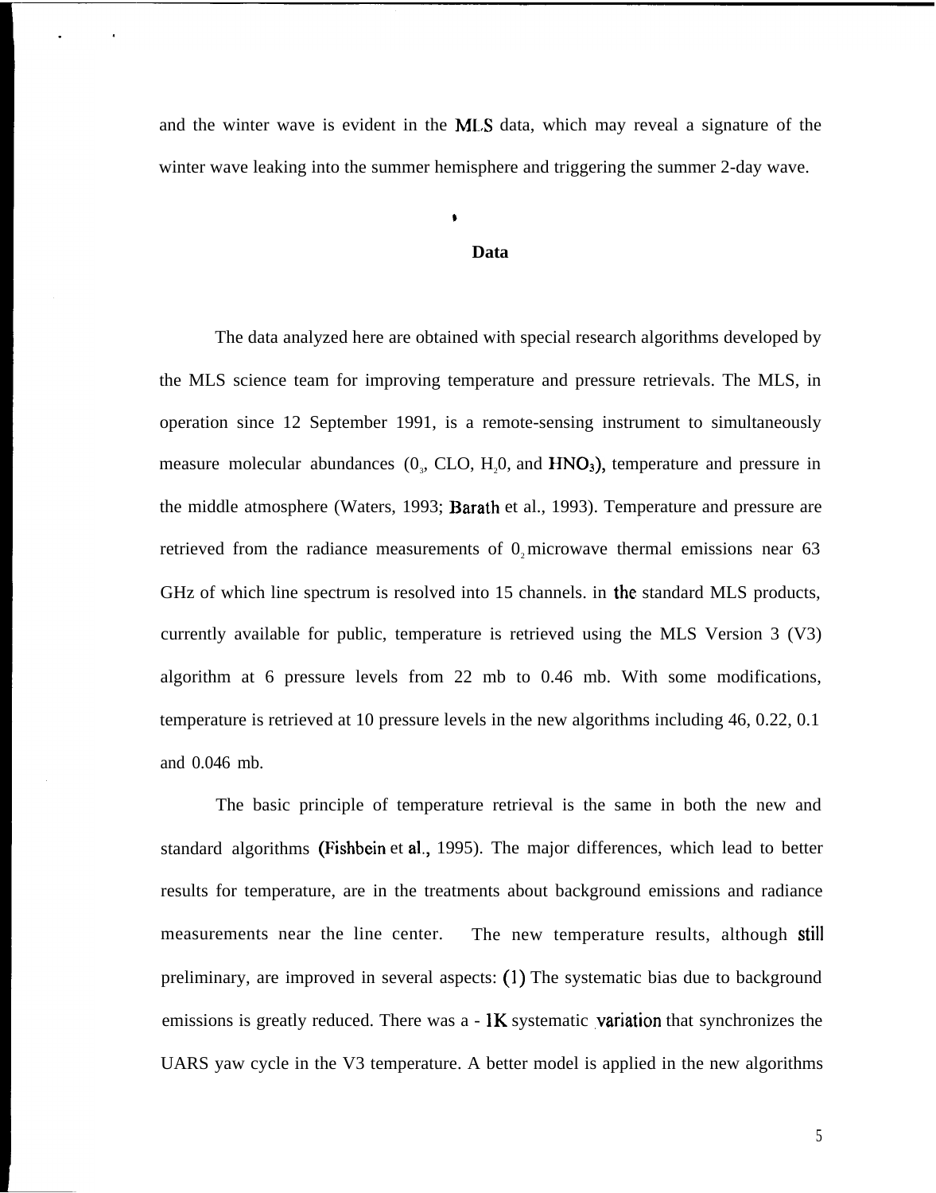and the winter wave is evident in the MLS data, which may reveal a signature of the winter wave leaking into the summer hemisphere and triggering the summer 2-day wave.

## Data

The data analyzed here are obtained with special research algorithms developed by the MLS science team for improving temperature and pressure retrievals. The MLS, in operation since 12 September 1991, is a remote-sensing instrument to simultaneously measure molecular abundances ($0_3$, CLO, $H_20$, and $HNO_3$), temperature and pressure in the middle atmosphere (Waters, 1993; Barath et al., 1993). Temperature and pressure are retrieved from the radiance measurements of $0_2$ microwave thermal emissions near 63 GHz of which line spectrum is resolved into 15 channels. in the standard MLS products, currently available for public, temperature is retrieved using the MLS Version 3 (V3) algorithm at 6 pressure levels from 22 mb to 0.46 mb. With some modifications, temperature is retrieved at 10 pressure levels in the new algorithms including 46, 0.22, 0.1 and 0.046 mb.

The basic principle of temperature retrieval is the same in both the new and standard algorithms (Fishbein et al., 1995). The major differences, which lead to better results for temperature, are in the treatments about background emissions and radiance measurements near the line center. The new temperature results, although still preliminary, are improved in several aspects: (1) The systematic bias due to background emissions is greatly reduced. There was a - 1K systematic variation that synchronizes the UARS yaw cycle in the V3 temperature. A better model is applied in the new algorithms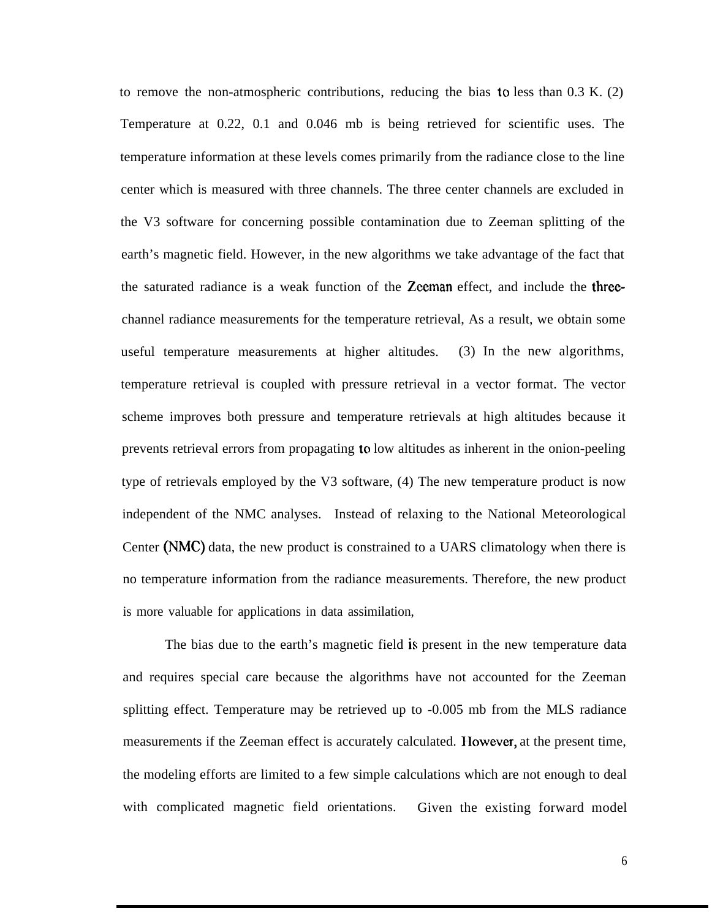to remove the non-atmospheric contributions, reducing the bias to less than 0.3 K. (2) Temperature at 0.22, 0.1 and 0.046 mb is being retrieved for scientific uses. The temperature information at these levels comes primarily from the radiance close to the line center which is measured with three channels. The three center channels are excluded in the V3 software for concerning possible contamination due to Zeeman splitting of the earth's magnetic field. However, in the new algorithms we take advantage of the fact that the saturated radiance is a weak function of the Zeeman effect, and include the three-channel radiance measurements for the temperature retrieval, As a result, we obtain some useful temperature measurements at higher altitudes. (3) In the new algorithms, temperature retrieval is coupled with pressure retrieval in a vector format. The vector scheme improves both pressure and temperature retrievals at high altitudes because it prevents retrieval errors from propagating to low altitudes as inherent in the onion-peeling type of retrievals employed by the V3 software, (4) The new temperature product is now independent of the NMC analyses. Instead of relaxing to the National Meteorological Center (NMC) data, the new product is constrained to a UARS climatology when there is no temperature information from the radiance measurements. Therefore, the new product is more valuable for applications in data assimilation,

The bias due to the earth's magnetic field is present in the new temperature data and requires special care because the algorithms have not accounted for the Zeeman splitting effect. Temperature may be retrieved up to -0.005 mb from the MLS radiance measurements if the Zeeman effect is accurately calculated. However, at the present time, the modeling efforts are limited to a few simple calculations which are not enough to deal with complicated magnetic field orientations. Given the existing forward model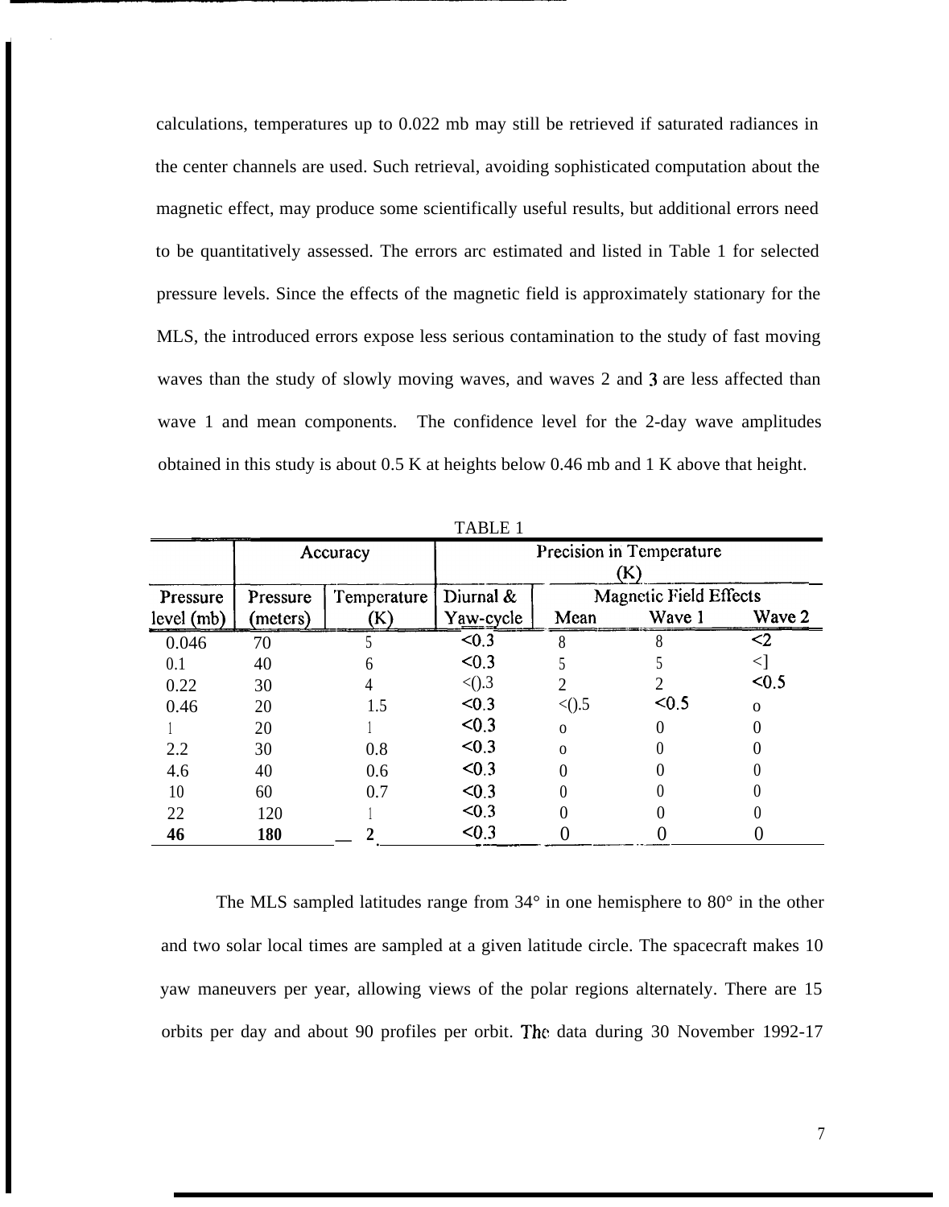calculations, temperatures up to 0.022 mb may still be retrieved if saturated radiances in the center channels are used. Such retrieval, avoiding sophisticated computation about the magnetic effect, may produce some scientifically useful results, but additional errors need to be quantitatively assessed. The errors arc estimated and listed in Table 1 for selected pressure levels. Since the effects of the magnetic field is approximately stationary for the MLS, the introduced errors expose less serious contamination to the study of fast moving waves than the study of slowly moving waves, and waves 2 and 3 are less affected than wave 1 and mean components. The confidence level for the 2-day wave amplitudes obtained in this study is about 0.5 K at heights below 0.46 mb and 1 K above that height.

TABLE 1

| | Accuracy | | Precision in Temperature (K) | | | |
|---|---|---|---|---|---|---|
| Pressure level (mb) | Pressure (meters) | Temperature (K) | Diurnal & Yaw-cycle | Magnetic Field Effects Mean | Wave 1 | Wave 2 |
| 0.046 | 70 | 5 | <0.3 | 8 | 8 | <2 |
| 0.1 | 40 | 6 | <0.3 | 5 | 5 | <1 |
| 0.22 | 30 | 4 | <0.3 | 2 | 2 | <0.5 |
| 0.46 | 20 | 1.5 | <0.3 | <0.5 | <0.5 | 0 |
| 1 | 20 | 1 | <0.3 | 0 | 0 | 0 |
| 2.2 | 30 | 0.8 | <0.3 | 0 | 0 | 0 |
| 4.6 | 40 | 0.6 | <0.3 | 0 | 0 | 0 |
| 10 | 60 | 0.7 | <0.3 | 0 | 0 | 0 |
| 22 | 120 | 1 | <0.3 | 0 | 0 | 0 |
| 46 | 180 | 2 | <0.3 | 0 | 0 | 0 |

The MLS sampled latitudes range from 34° in one hemisphere to 80° in the other and two solar local times are sampled at a given latitude circle. The spacecraft makes 10 yaw maneuvers per year, allowing views of the polar regions alternately. There are 15 orbits per day and about 90 profiles per orbit. The data during 30 November 1992-17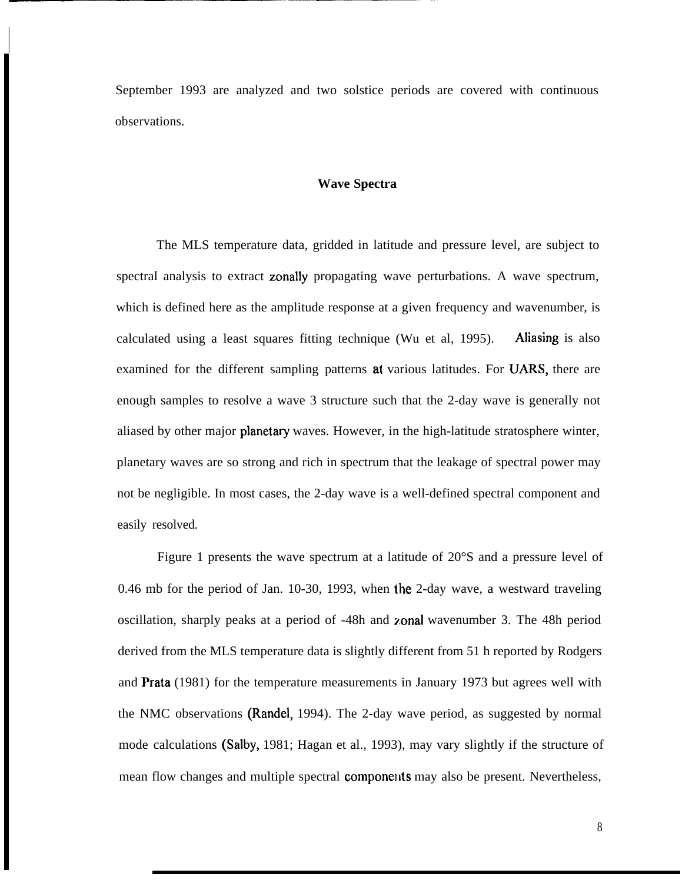September 1993 are analyzed and two solstice periods are covered with continuous observations.

## Wave Spectra

The MLS temperature data, gridded in latitude and pressure level, are subject to spectral analysis to extract zonally propagating wave perturbations. A wave spectrum, which is defined here as the amplitude response at a given frequency and wavenumber, is calculated using a least squares fitting technique (Wu et al, 1995). Aliasing is also examined for the different sampling patterns at various latitudes. For UARS, there are enough samples to resolve a wave 3 structure such that the 2-day wave is generally not aliased by other major planetary waves. However, in the high-latitude stratosphere winter, planetary waves are so strong and rich in spectrum that the leakage of spectral power may not be negligible. In most cases, the 2-day wave is a well-defined spectral component and easily resolved.

Figure 1 presents the wave spectrum at a latitude of 20°S and a pressure level of 0.46 mb for the period of Jan. 10-30, 1993, when the 2-day wave, a westward traveling oscillation, sharply peaks at a period of -48h and zonal wavenumber 3. The 48h period derived from the MLS temperature data is slightly different from 51 h reported by Rodgers and Prata (1981) for the temperature measurements in January 1973 but agrees well with the NMC observations (Randel, 1994). The 2-day wave period, as suggested by normal mode calculations (Salby, 1981; Hagan et al., 1993), may vary slightly if the structure of mean flow changes and multiple spectral components may also be present. Nevertheless,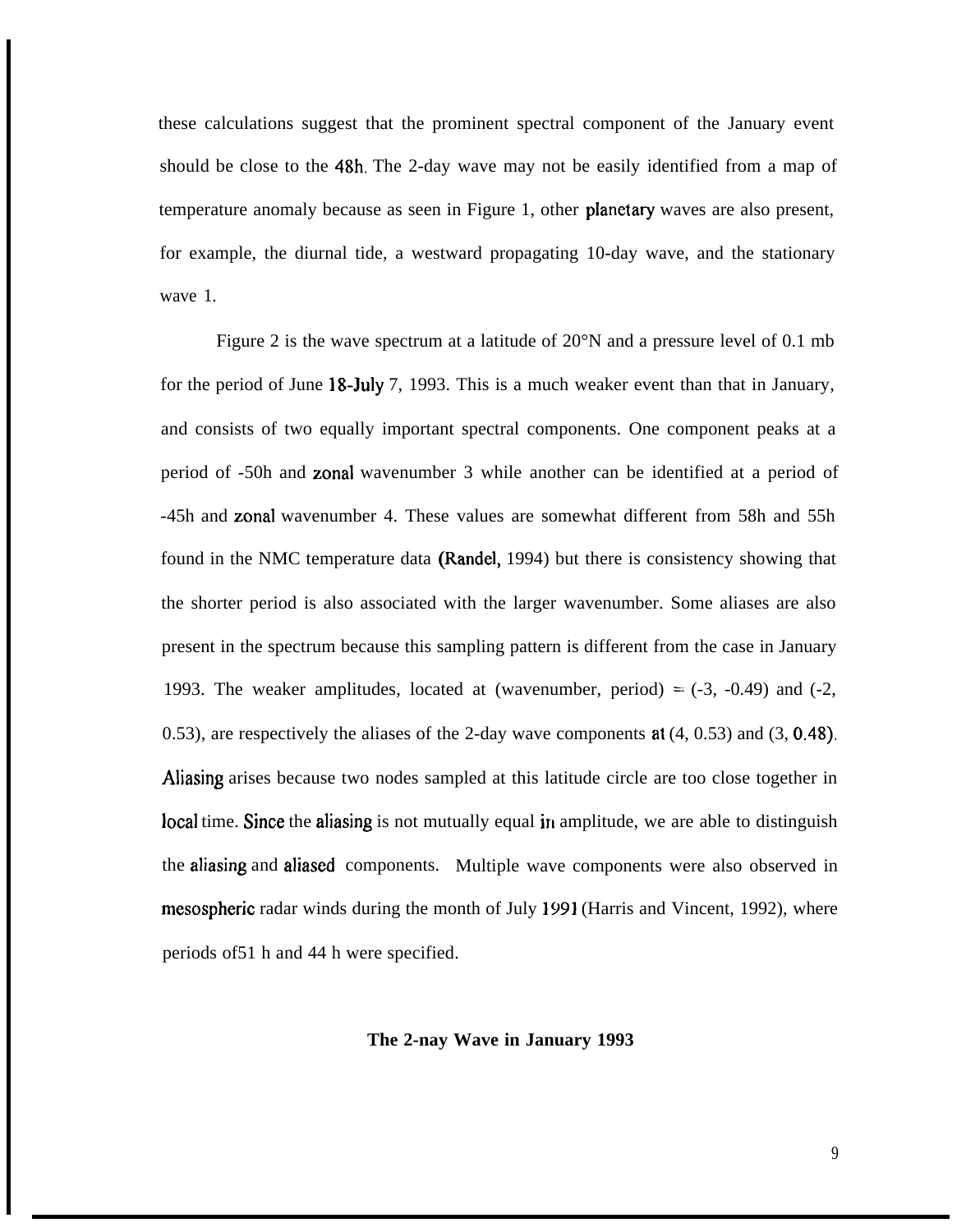these calculations suggest that the prominent spectral component of the January event should be close to the 48h. The 2-day wave may not be easily identified from a map of temperature anomaly because as seen in Figure 1, other planetary waves are also present, for example, the diurnal tide, a westward propagating 10-day wave, and the stationary wave 1.

Figure 2 is the wave spectrum at a latitude of 20°N and a pressure level of 0.1 mb for the period of June 18-July 7, 1993. This is a much weaker event than that in January, and consists of two equally important spectral components. One component peaks at a period of -50h and zonal wavenumber 3 while another can be identified at a period of -45h and zonal wavenumber 4. These values are somewhat different from 58h and 55h found in the NMC temperature data (Randel, 1994) but there is consistency showing that the shorter period is also associated with the larger wavenumber. Some aliases are also present in the spectrum because this sampling pattern is different from the case in January 1993. The weaker amplitudes, located at (wavenumber, period) = (-3, -0.49) and (-2, 0.53), are respectively the aliases of the 2-day wave components at (4, 0.53) and (3, 0.48). Aliasing arises because two nodes sampled at this latitude circle are too close together in local time. Since the aliasing is not mutually equal in amplitude, we are able to distinguish the aliasing and aliased components. Multiple wave components were also observed in mesospheric radar winds during the month of July 1991 (Harris and Vincent, 1992), where periods of51 h and 44 h were specified.

## The 2-nay Wave in January 1993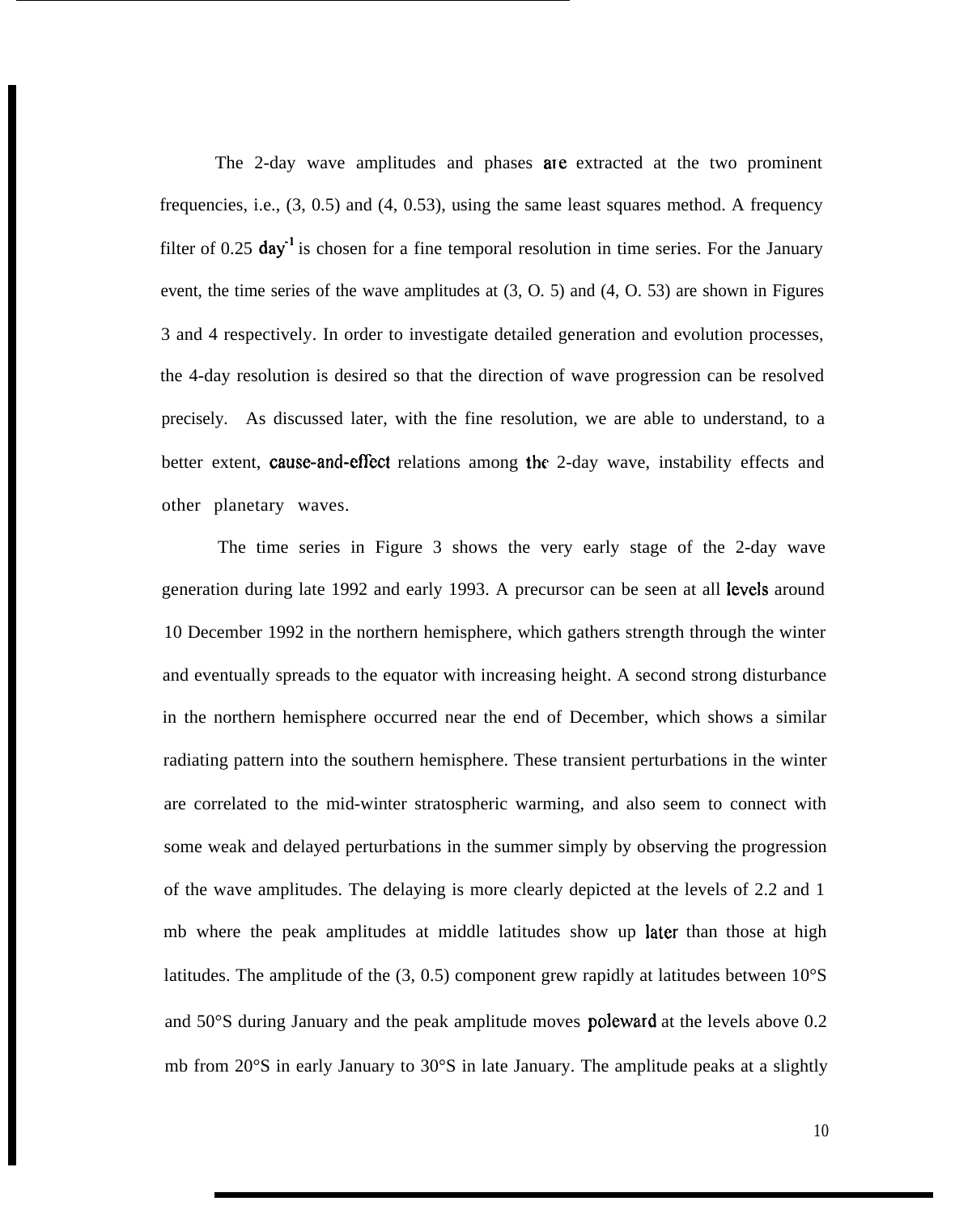The 2-day wave amplitudes and phases are extracted at the two prominent frequencies, i.e., (3, 0.5) and (4, 0.53), using the same least squares method. A frequency filter of 0.25 $day^{-1}$ is chosen for a fine temporal resolution in time series. For the January event, the time series of the wave amplitudes at (3, O. 5) and (4, O. 53) are shown in Figures 3 and 4 respectively. In order to investigate detailed generation and evolution processes, the 4-day resolution is desired so that the direction of wave progression can be resolved precisely. As discussed later, with the fine resolution, we are able to understand, to a better extent, cause-and-effect relations among the 2-day wave, instability effects and other planetary waves.

The time series in Figure 3 shows the very early stage of the 2-day wave generation during late 1992 and early 1993. A precursor can be seen at all levels around 10 December 1992 in the northern hemisphere, which gathers strength through the winter and eventually spreads to the equator with increasing height. A second strong disturbance in the northern hemisphere occurred near the end of December, which shows a similar radiating pattern into the southern hemisphere. These transient perturbations in the winter are correlated to the mid-winter stratospheric warming, and also seem to connect with some weak and delayed perturbations in the summer simply by observing the progression of the wave amplitudes. The delaying is more clearly depicted at the levels of 2.2 and 1 mb where the peak amplitudes at middle latitudes show up later than those at high latitudes. The amplitude of the (3, 0.5) component grew rapidly at latitudes between 10°S and 50°S during January and the peak amplitude moves poleward at the levels above 0.2 mb from 20°S in early January to 30°S in late January. The amplitude peaks at a slightly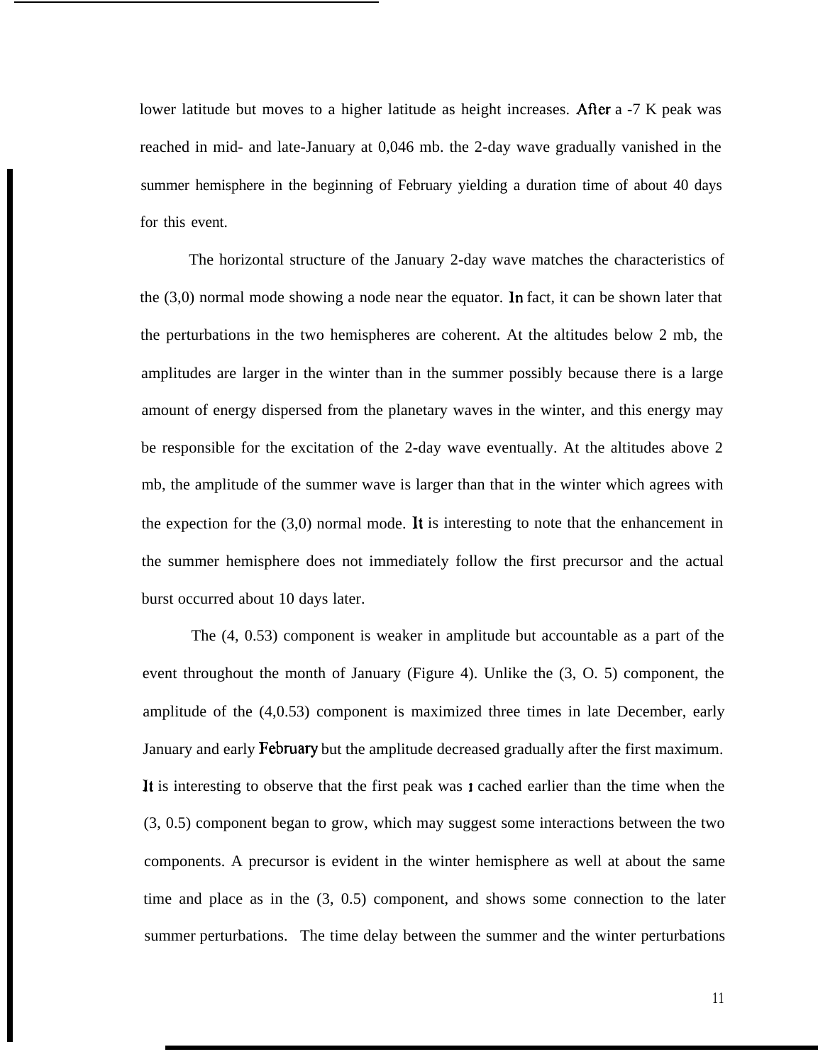lower latitude but moves to a higher latitude as height increases. After a -7 K peak was reached in mid- and late-January at 0,046 mb. the 2-day wave gradually vanished in the summer hemisphere in the beginning of February yielding a duration time of about 40 days for this event.

The horizontal structure of the January 2-day wave matches the characteristics of the (3,0) normal mode showing a node near the equator. In fact, it can be shown later that the perturbations in the two hemispheres are coherent. At the altitudes below 2 mb, the amplitudes are larger in the winter than in the summer possibly because there is a large amount of energy dispersed from the planetary waves in the winter, and this energy may be responsible for the excitation of the 2-day wave eventually. At the altitudes above 2 mb, the amplitude of the summer wave is larger than that in the winter which agrees with the expection for the (3,0) normal mode. It is interesting to note that the enhancement in the summer hemisphere does not immediately follow the first precursor and the actual burst occurred about 10 days later.

The (4, 0.53) component is weaker in amplitude but accountable as a part of the event throughout the month of January (Figure 4). Unlike the (3, O. 5) component, the amplitude of the (4,0.53) component is maximized three times in late December, early January and early February but the amplitude decreased gradually after the first maximum. It is interesting to observe that the first peak was ı cached earlier than the time when the (3, 0.5) component began to grow, which may suggest some interactions between the two components. A precursor is evident in the winter hemisphere as well at about the same time and place as in the (3, 0.5) component, and shows some connection to the later summer perturbations. The time delay between the summer and the winter perturbations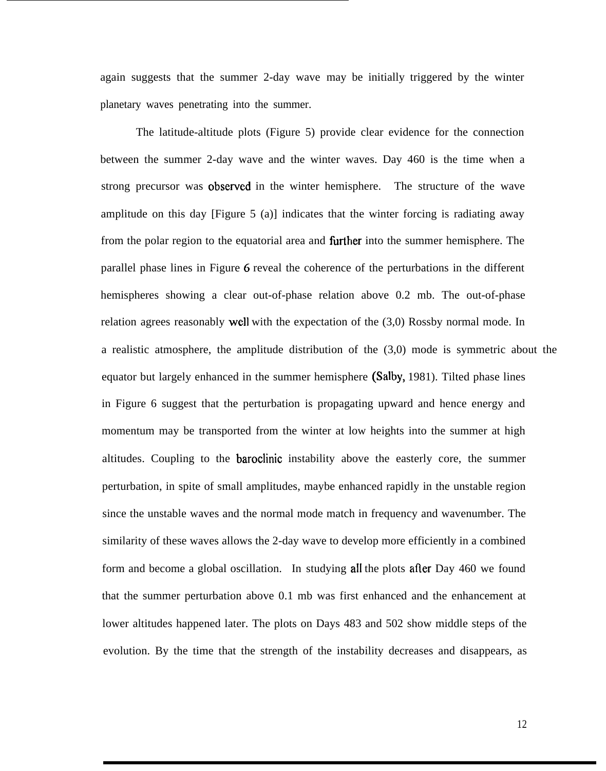again suggests that the summer 2-day wave may be initially triggered by the winter planetary waves penetrating into the summer.

The latitude-altitude plots (Figure 5) provide clear evidence for the connection between the summer 2-day wave and the winter waves. Day 460 is the time when a strong precursor was observed in the winter hemisphere. The structure of the wave amplitude on this day [Figure 5 (a)] indicates that the winter forcing is radiating away from the polar region to the equatorial area and further into the summer hemisphere. The parallel phase lines in Figure 6 reveal the coherence of the perturbations in the different hemispheres showing a clear out-of-phase relation above 0.2 mb. The out-of-phase relation agrees reasonably well with the expectation of the (3,0) Rossby normal mode. In a realistic atmosphere, the amplitude distribution of the (3,0) mode is symmetric about the equator but largely enhanced in the summer hemisphere (Salby, 1981). Tilted phase lines in Figure 6 suggest that the perturbation is propagating upward and hence energy and momentum may be transported from the winter at low heights into the summer at high altitudes. Coupling to the baroclinic instability above the easterly core, the summer perturbation, in spite of small amplitudes, maybe enhanced rapidly in the unstable region since the unstable waves and the normal mode match in frequency and wavenumber. The similarity of these waves allows the 2-day wave to develop more efficiently in a combined form and become a global oscillation. In studying all the plots after Day 460 we found that the summer perturbation above 0.1 mb was first enhanced and the enhancement at lower altitudes happened later. The plots on Days 483 and 502 show middle steps of the evolution. By the time that the strength of the instability decreases and disappears, as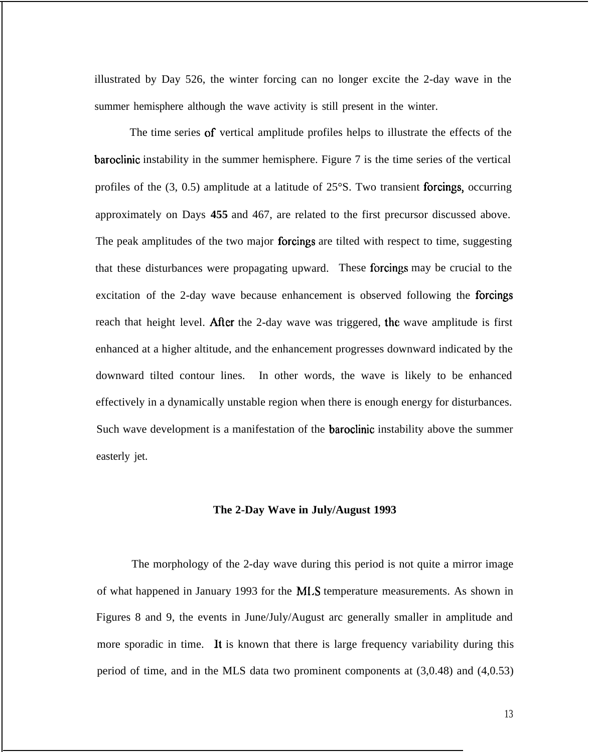illustrated by Day 526, the winter forcing can no longer excite the 2-day wave in the summer hemisphere although the wave activity is still present in the winter.

The time series of vertical amplitude profiles helps to illustrate the effects of the baroclinic instability in the summer hemisphere. Figure 7 is the time series of the vertical profiles of the (3, 0.5) amplitude at a latitude of 25°S. Two transient forcings, occurring approximately on Days **455** and 467, are related to the first precursor discussed above. The peak amplitudes of the two major forcings are tilted with respect to time, suggesting that these disturbances were propagating upward. These forcings may be crucial to the excitation of the 2-day wave because enhancement is observed following the forcings reach that height level. After the 2-day wave was triggered, the wave amplitude is first enhanced at a higher altitude, and the enhancement progresses downward indicated by the downward tilted contour lines. In other words, the wave is likely to be enhanced effectively in a dynamically unstable region when there is enough energy for disturbances. Such wave development is a manifestation of the baroclinic instability above the summer easterly jet.

## The 2-Day Wave in July/August 1993

The morphology of the 2-day wave during this period is not quite a mirror image of what happened in January 1993 for the MLS temperature measurements. As shown in Figures 8 and 9, the events in June/July/August arc generally smaller in amplitude and more sporadic in time. It is known that there is large frequency variability during this period of time, and in the MLS data two prominent components at (3,0.48) and (4,0.53)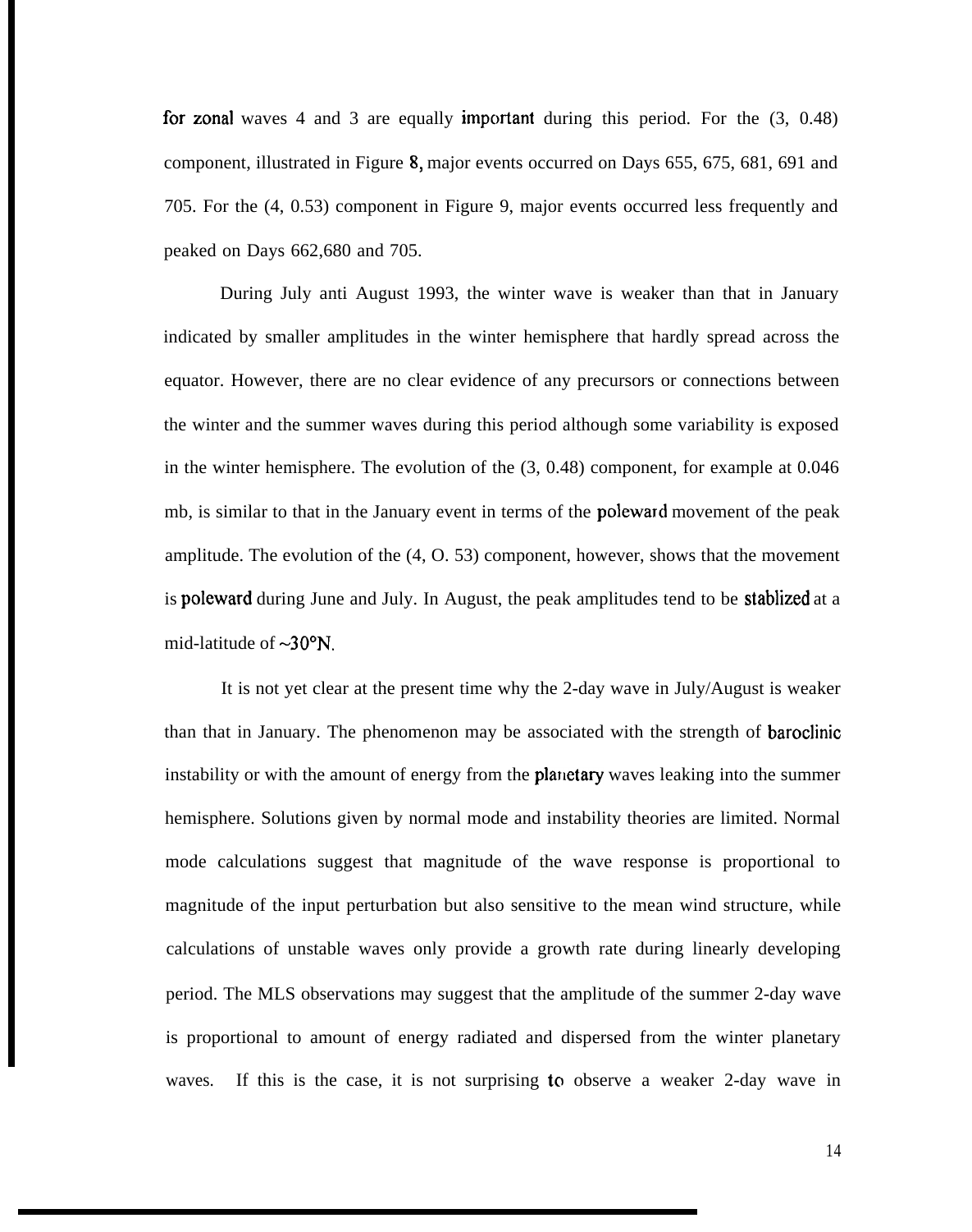for zonal waves 4 and 3 are equally important during this period. For the (3, 0.48) component, illustrated in Figure 8, major events occurred on Days 655, 675, 681, 691 and 705. For the (4, 0.53) component in Figure 9, major events occurred less frequently and peaked on Days 662,680 and 705.

During July anti August 1993, the winter wave is weaker than that in January indicated by smaller amplitudes in the winter hemisphere that hardly spread across the equator. However, there are no clear evidence of any precursors or connections between the winter and the summer waves during this period although some variability is exposed in the winter hemisphere. The evolution of the (3, 0.48) component, for example at 0.046 mb, is similar to that in the January event in terms of the poleward movement of the peak amplitude. The evolution of the (4, O. 53) component, however, shows that the movement is poleward during June and July. In August, the peak amplitudes tend to be stablized at a mid-latitude of ~30°N.

It is not yet clear at the present time why the 2-day wave in July/August is weaker than that in January. The phenomenon may be associated with the strength of baroclinic instability or with the amount of energy from the planetary waves leaking into the summer hemisphere. Solutions given by normal mode and instability theories are limited. Normal mode calculations suggest that magnitude of the wave response is proportional to magnitude of the input perturbation but also sensitive to the mean wind structure, while calculations of unstable waves only provide a growth rate during linearly developing period. The MLS observations may suggest that the amplitude of the summer 2-day wave is proportional to amount of energy radiated and dispersed from the winter planetary waves. If this is the case, it is not surprising to observe a weaker 2-day wave in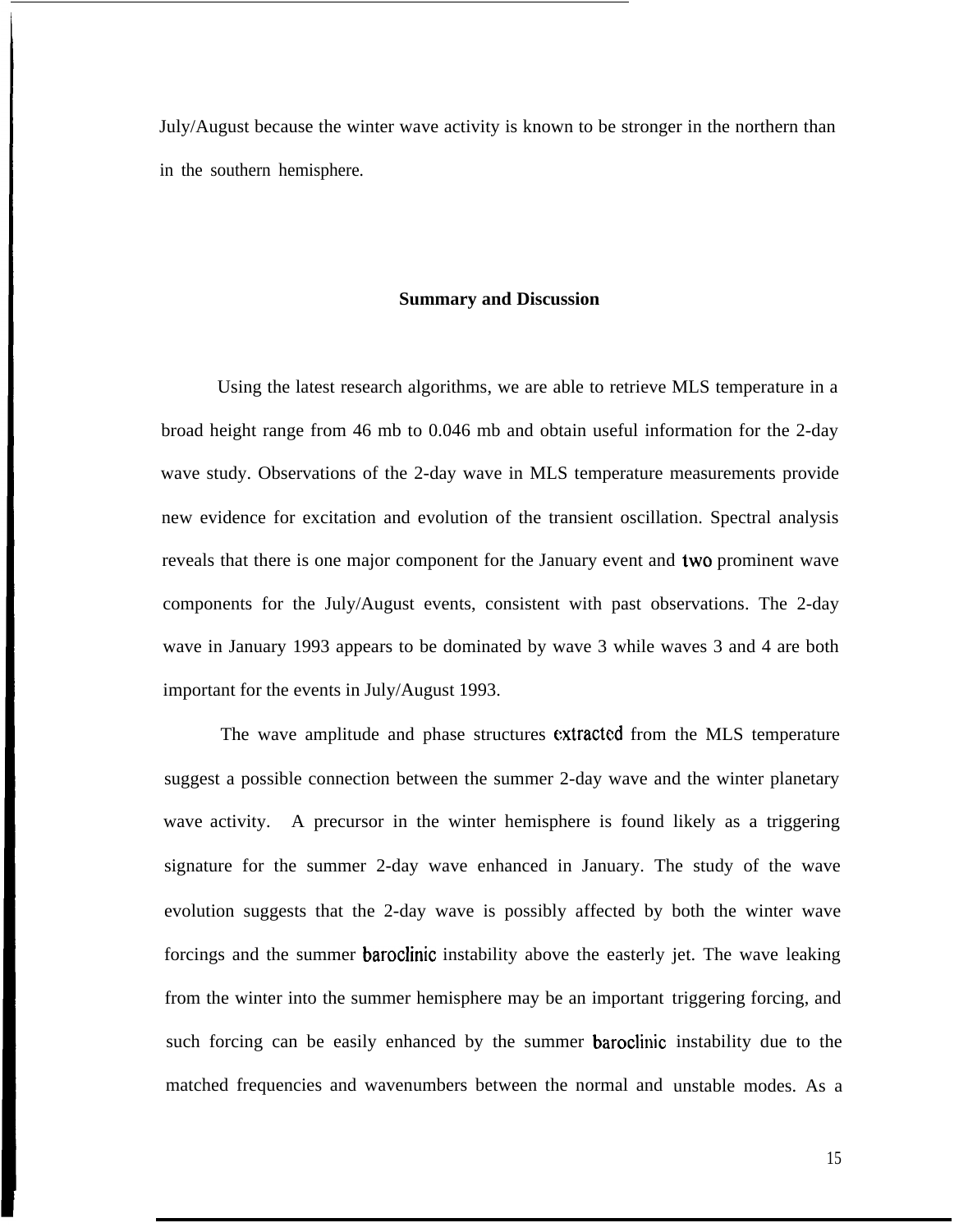July/August because the winter wave activity is known to be stronger in the northern than in the southern hemisphere.

## Summary and Discussion

Using the latest research algorithms, we are able to retrieve MLS temperature in a broad height range from 46 mb to 0.046 mb and obtain useful information for the 2-day wave study. Observations of the 2-day wave in MLS temperature measurements provide new evidence for excitation and evolution of the transient oscillation. Spectral analysis reveals that there is one major component for the January event and two prominent wave components for the July/August events, consistent with past observations. The 2-day wave in January 1993 appears to be dominated by wave 3 while waves 3 and 4 are both important for the events in July/August 1993.

The wave amplitude and phase structures extracted from the MLS temperature suggest a possible connection between the summer 2-day wave and the winter planetary wave activity. A precursor in the winter hemisphere is found likely as a triggering signature for the summer 2-day wave enhanced in January. The study of the wave evolution suggests that the 2-day wave is possibly affected by both the winter wave forcings and the summer baroclinic instability above the easterly jet. The wave leaking from the winter into the summer hemisphere may be an important triggering forcing, and such forcing can be easily enhanced by the summer baroclinic instability due to the matched frequencies and wavenumbers between the normal and unstable modes. As a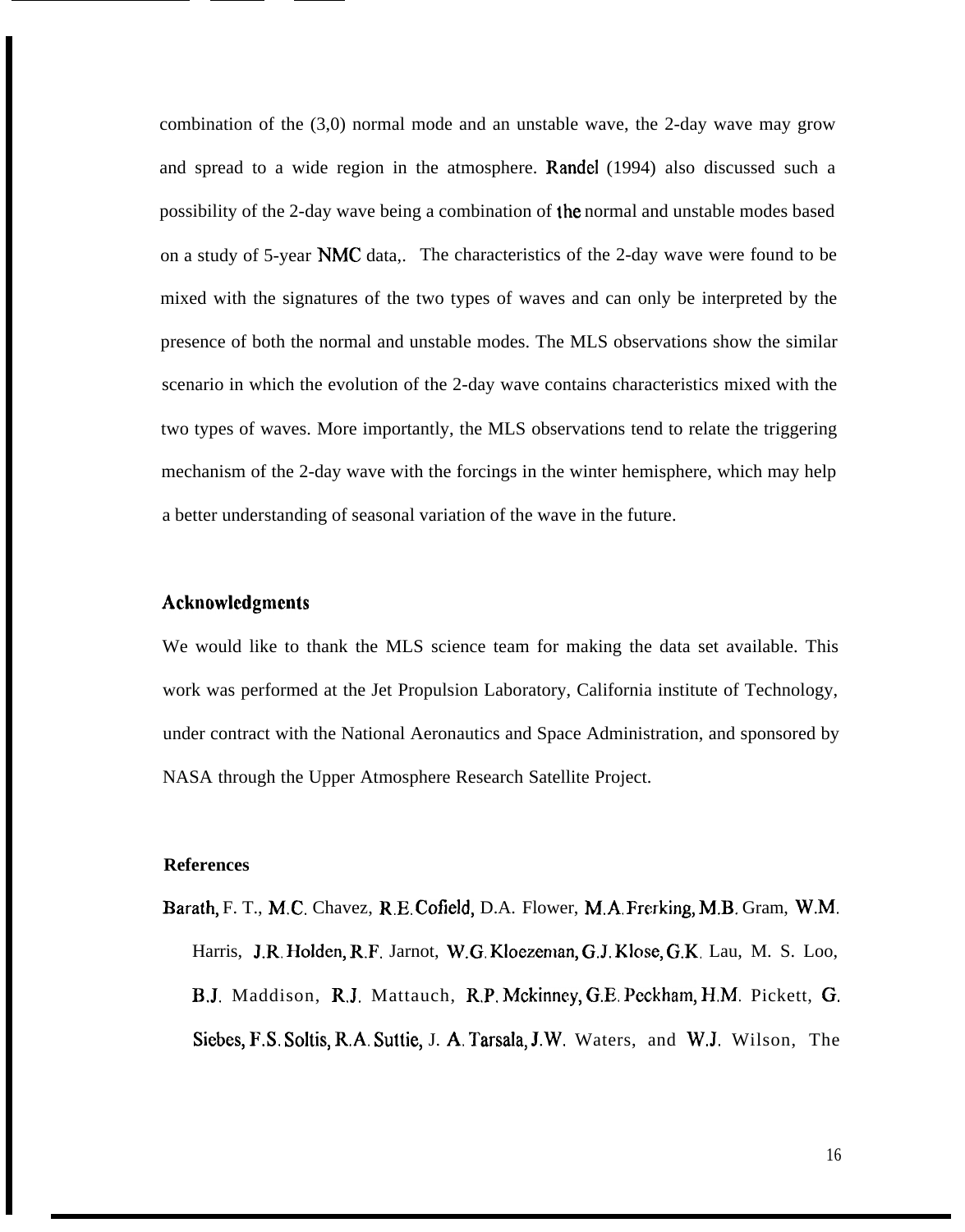combination of the (3,0) normal mode and an unstable wave, the 2-day wave may grow and spread to a wide region in the atmosphere. Randel (1994) also discussed such a possibility of the 2-day wave being a combination of the normal and unstable modes based on a study of 5-year NMC data,. The characteristics of the 2-day wave were found to be mixed with the signatures of the two types of waves and can only be interpreted by the presence of both the normal and unstable modes. The MLS observations show the similar scenario in which the evolution of the 2-day wave contains characteristics mixed with the two types of waves. More importantly, the MLS observations tend to relate the triggering mechanism of the 2-day wave with the forcings in the winter hemisphere, which may help a better understanding of seasonal variation of the wave in the future.

## Acknowledgments

We would like to thank the MLS science team for making the data set available. This work was performed at the Jet Propulsion Laboratory, California institute of Technology, under contract with the National Aeronautics and Space Administration, and sponsored by NASA through the Upper Atmosphere Research Satellite Project.

## References

Barath, F. T., M.C. Chavez, R.E. Cofield, D.A. Flower, M.A. Frerking, M.B. Gram, W.M. Harris, J.R. Holden, R.F. Jarnot, W.G. Kloezeman, G.J. Klose, G.K. Lau, M. S. Loo, B.J. Maddison, R.J. Mattauch, R.P. Mckinney, G.E. Peckham, H.M. Pickett, G. Siebes, F.S. Soltis, R.A. Suttie, J. A. Tarsala, J.W. Waters, and W.J. Wilson, The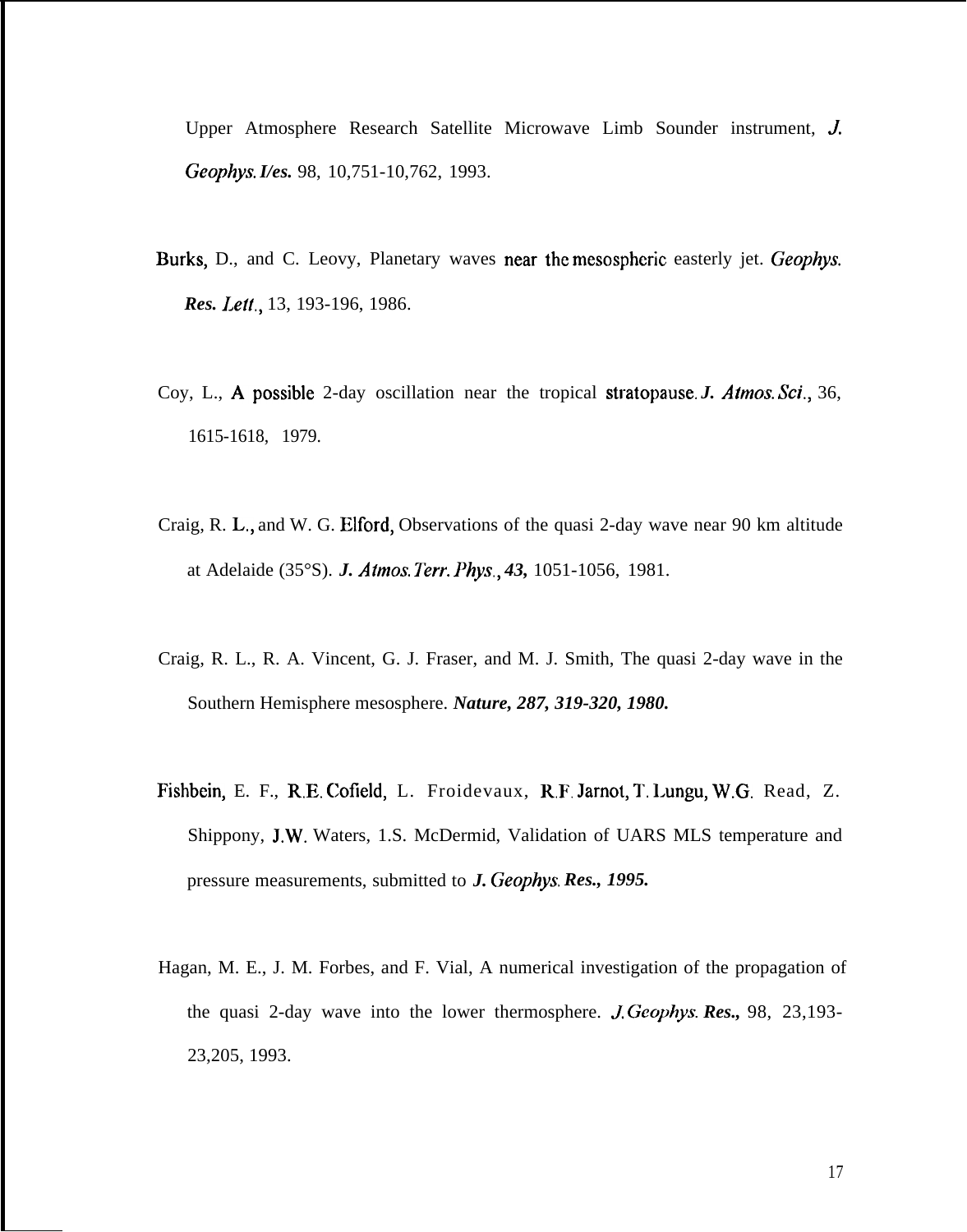Upper Atmosphere Research Satellite Microwave Limb Sounder instrument, *J. Geophys. I/es.* 98, 10,751-10,762, 1993.

Burks, D., and C. Leovy, Planetary waves near the mesospheric easterly jet. *Geophys. Res. Lett.*, 13, 193-196, 1986.

Coy, L., A possible 2-day oscillation near the tropical stratopause. *J. Atmos. Sci.*, 36, 1615-1618, 1979.

Craig, R. L., and W. G. Elford, Observations of the quasi 2-day wave near 90 km altitude at Adelaide (35°S). *J. Atmos. Terr. Phys.*, *43,* 1051-1056, 1981.

Craig, R. L., R. A. Vincent, G. J. Fraser, and M. J. Smith, The quasi 2-day wave in the Southern Hemisphere mesosphere. ***Nature, 287, 319-320, 1980.***

Fishbein, E. F., R.E. Cofield, L. Froidevaux, R.F. Jarnot, T. Lungu, W.G. Read, Z. Shippony, J.W. Waters, 1.S. McDermid, Validation of UARS MLS temperature and pressure measurements, submitted to ***J. Geophys. Res., 1995.***

Hagan, M. E., J. M. Forbes, and F. Vial, A numerical investigation of the propagation of the quasi 2-day wave into the lower thermosphere. *J. Geophys. Res.,* 98, 23,193-23,205, 1993.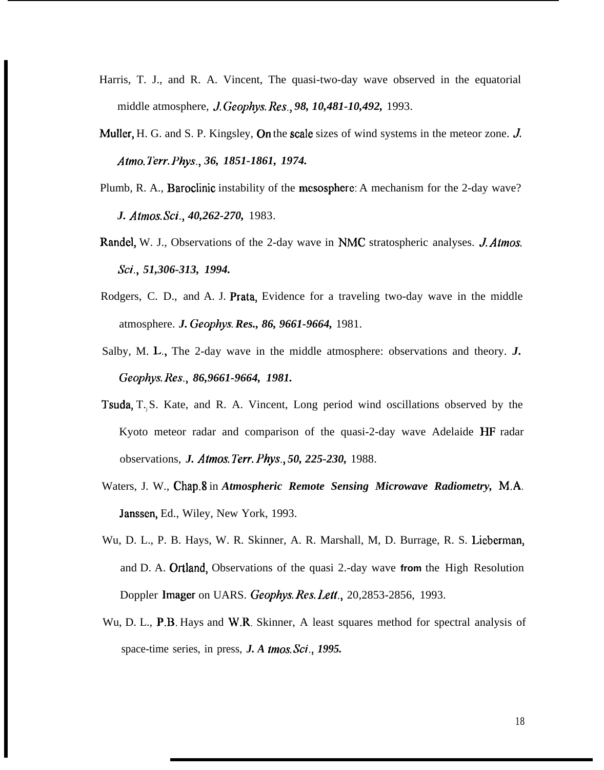Harris, T. J., and R. A. Vincent, The quasi-two-day wave observed in the equatorial middle atmosphere, ***J. Geophys. Res., 98, 10,481-10,492,*** 1993.

Muller, H. G. and S. P. Kingsley, On the scale sizes of wind systems in the meteor zone. ***J. Atmo. Terr. Phys., 36, 1851-1861, 1974.***

Plumb, R. A., Baroclinic instability of the mesosphere: A mechanism for the 2-day wave? ***J. Atmos. Sci., 40,262-270,*** 1983.

Randel, W. J., Observations of the 2-day wave in NMC stratospheric analyses. ***J. Atmos. Sci., 51,306-313, 1994.***

Rodgers, C. D., and A. J. Prata, Evidence for a traveling two-day wave in the middle atmosphere. ***J. Geophys. Res., 86, 9661-9664,*** 1981.

Salby, M. L., The 2-day wave in the middle atmosphere: observations and theory. ***J. Geophys. Res., 86,9661-9664, 1981.***

Tsuda, T., S. Kate, and R. A. Vincent, Long period wind oscillations observed by the Kyoto meteor radar and comparison of the quasi-2-day wave Adelaide HF radar observations, ***J. Atmos. Terr. Phys., 50, 225-230,*** 1988.

Waters, J. W., Chap.8 in ***Atmospheric Remote Sensing Microwave Radiometry,*** M.A. Janssen, Ed., Wiley, New York, 1993.

Wu, D. L., P. B. Hays, W. R. Skinner, A. R. Marshall, M, D. Burrage, R. S. Lieberman, and D. A. Ortland, Observations of the quasi 2.-day wave from the High Resolution Doppler Imager on UARS. *Geophys. Res. Lett.*, 20,2853-2856, 1993.

Wu, D. L., P.B. Hays and W.R. Skinner, A least squares method for spectral analysis of space-time series, in press, ***J. Atmos. Sci., 1995.***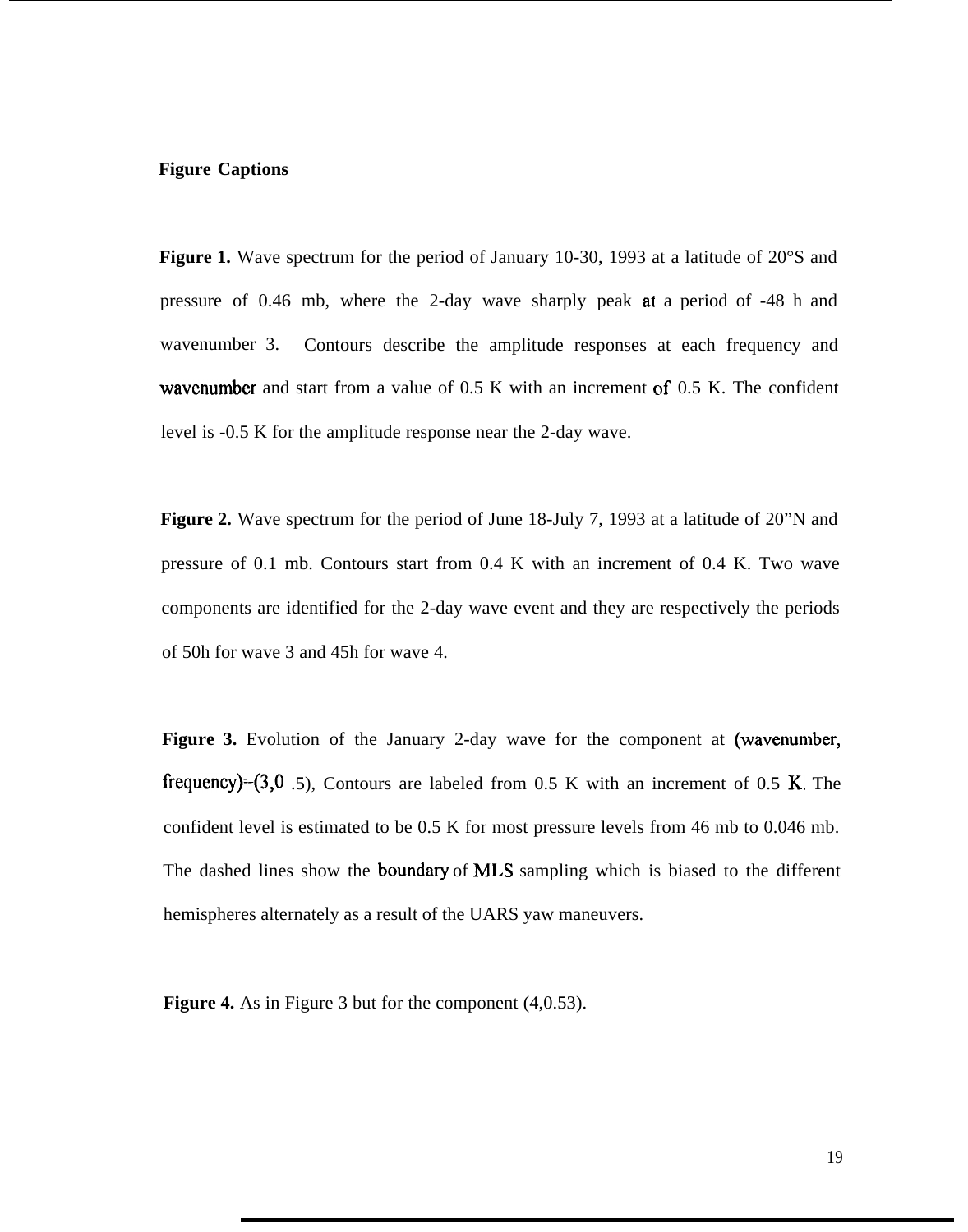**Figure Captions**

**Figure 1.** Wave spectrum for the period of January 10-30, 1993 at a latitude of 20°S and pressure of 0.46 mb, where the 2-day wave sharply peak at a period of -48 h and wavenumber 3. Contours describe the amplitude responses at each frequency and wavenumber and start from a value of 0.5 K with an increment of 0.5 K. The confident level is -0.5 K for the amplitude response near the 2-day wave.

**Figure 2.** Wave spectrum for the period of June 18-July 7, 1993 at a latitude of 20”N and pressure of 0.1 mb. Contours start from 0.4 K with an increment of 0.4 K. Two wave components are identified for the 2-day wave event and they are respectively the periods of 50h for wave 3 and 45h for wave 4.

**Figure 3.** Evolution of the January 2-day wave for the component at (wavenumber, frequency)=(3,0 .5), Contours are labeled from 0.5 K with an increment of 0.5 K. The confident level is estimated to be 0.5 K for most pressure levels from 46 mb to 0.046 mb. The dashed lines show the boundary of MLS sampling which is biased to the different hemispheres alternately as a result of the UARS yaw maneuvers.

**Figure 4.** As in Figure 3 but for the component (4,0.53).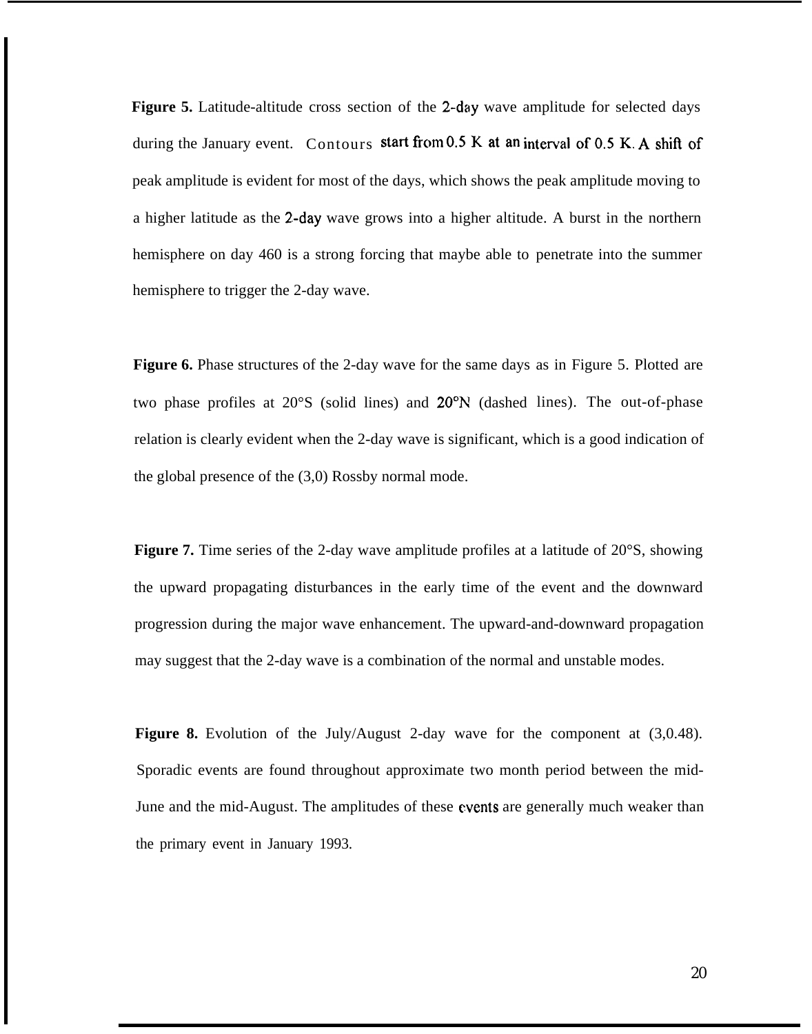**Figure 5.** Latitude-altitude cross section of the 2-day wave amplitude for selected days during the January event. Contours start from 0.5 K at an interval of 0.5 K. A shift of peak amplitude is evident for most of the days, which shows the peak amplitude moving to a higher latitude as the 2-day wave grows into a higher altitude. A burst in the northern hemisphere on day 460 is a strong forcing that maybe able to penetrate into the summer hemisphere to trigger the 2-day wave.

**Figure 6.** Phase structures of the 2-day wave for the same days as in Figure 5. Plotted are two phase profiles at 20°S (solid lines) and 20°N (dashed lines). The out-of-phase relation is clearly evident when the 2-day wave is significant, which is a good indication of the global presence of the (3,0) Rossby normal mode.

**Figure 7.** Time series of the 2-day wave amplitude profiles at a latitude of 20°S, showing the upward propagating disturbances in the early time of the event and the downward progression during the major wave enhancement. The upward-and-downward propagation may suggest that the 2-day wave is a combination of the normal and unstable modes.

**Figure 8.** Evolution of the July/August 2-day wave for the component at (3,0.48). Sporadic events are found throughout approximate two month period between the mid-June and the mid-August. The amplitudes of these events are generally much weaker than the primary event in January 1993.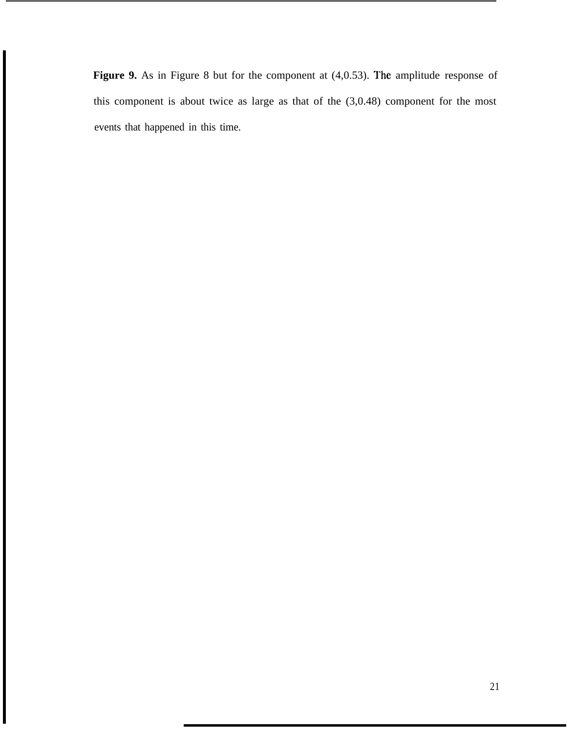**Figure 9.** As in Figure 8 but for the component at (4,0.53). The amplitude response of this component is about twice as large as that of the (3,0.48) component for the most events that happened in this time.